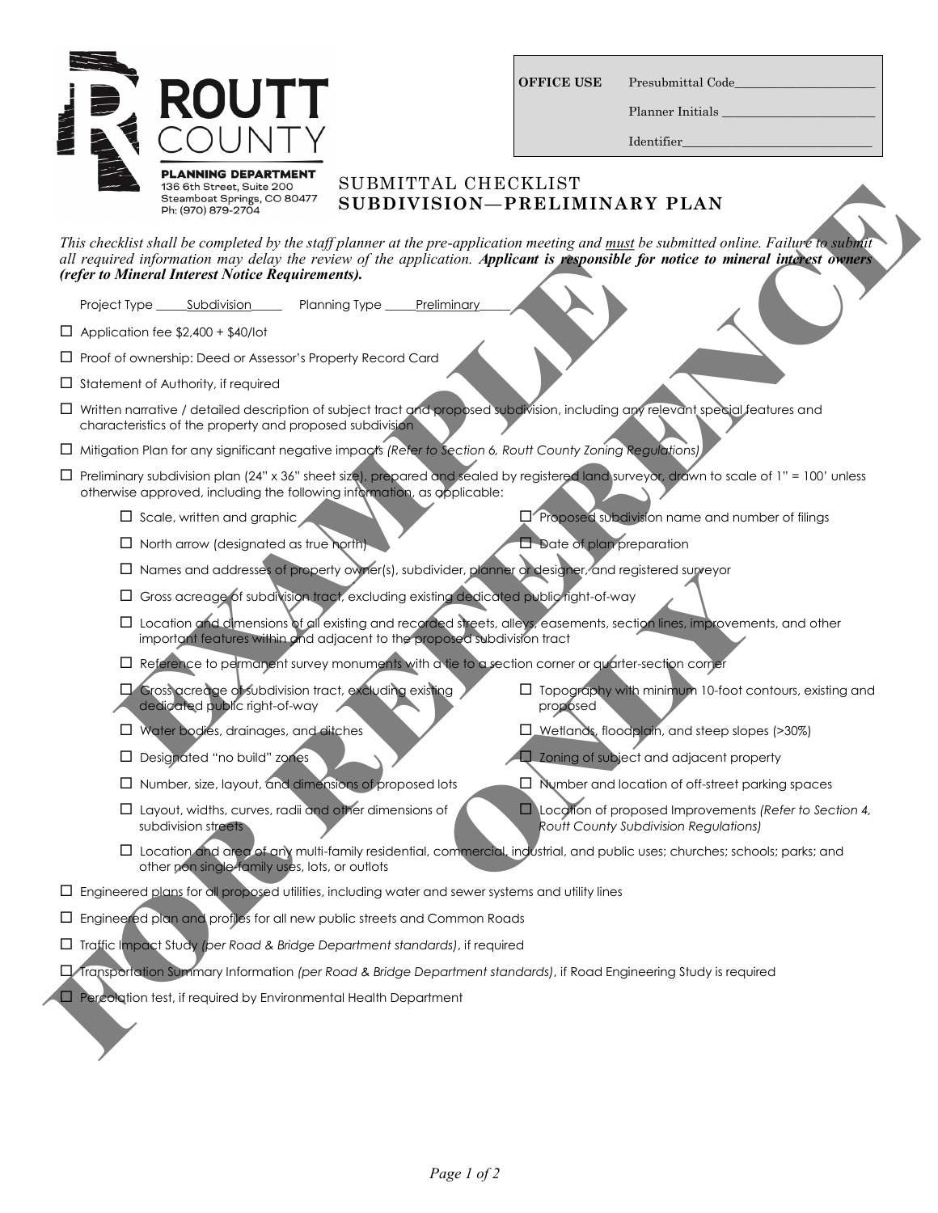**ROUTT COUNTY**
**PLANNING DEPARTMENT**
136 6th Street, Suite 200
Steamboat Springs, CO 80477
Ph: (970) 879-2704

| **OFFICE USE** | Presubmittal Code_______________ |
|---|---|
| | Planner Initials _______________ |
| | Identifier_______________ |

# SUBMITTAL CHECKLIST
# SUBDIVISION—PRELIMINARY PLAN

*This checklist shall be completed by the staff planner at the pre-application meeting and must be submitted online. Failure to submit all required information may delay the review of the application.* ***Applicant is responsible for notice to mineral interest owners (refer to Mineral Interest Notice Requirements).***

Project Type _____Subdivision_____ Planning Type _____Preliminary_____

- ☐ Application fee $2,400 + $40/lot
- ☐ Proof of ownership: Deed or Assessor's Property Record Card
- ☐ Statement of Authority, if required
- ☐ Written narrative / detailed description of subject tract and proposed subdivision, including any relevant special features and characteristics of the property and proposed subdivision
- ☐ Mitigation Plan for any significant negative impacts *(Refer to Section 6, Routt County Zoning Regulations)*
- ☐ Preliminary subdivision plan (24" x 36" sheet size), prepared and sealed by registered land surveyor, drawn to scale of 1" = 100' unless otherwise approved, including the following information, as applicable:
  - ☐ Scale, written and graphic
  - ☐ Proposed subdivision name and number of filings
  - ☐ North arrow (designated as true north)
  - ☐ Date of plan preparation
  - ☐ Names and addresses of property owner(s), subdivider, planner or designer, and registered surveyor
  - ☐ Gross acreage of subdivision tract, excluding existing dedicated public right-of-way
  - ☐ Location and dimensions of all existing and recorded streets, alleys, easements, section lines, improvements, and other important features within and adjacent to the proposed subdivision tract
  - ☐ Reference to permanent survey monuments with a tie to a section corner or quarter-section corner
  - ☐ Gross acreage of subdivision tract, excluding existing dedicated public right-of-way
  - ☐ Topography with minimum 10-foot contours, existing and proposed
  - ☐ Water bodies, drainages, and ditches
  - ☐ Wetlands, floodplain, and steep slopes (>30%)
  - ☐ Designated "no build" zones
  - ☐ Zoning of subject and adjacent property
  - ☐ Number, size, layout, and dimensions of proposed lots
  - ☐ Number and location of off-street parking spaces
  - ☐ Layout, widths, curves, radii and other dimensions of subdivision streets
  - ☐ Location of proposed Improvements *(Refer to Section 4, Routt County Subdivision Regulations)*
  - ☐ Location and area of any multi-family residential, commercial, industrial, and public uses; churches; schools; parks; and other non single-family uses, lots, or outlots
- ☐ Engineered plans for all proposed utilities, including water and sewer systems and utility lines
- ☐ Engineered plan and profiles for all new public streets and Common Roads
- ☐ Traffic Impact Study *(per Road & Bridge Department standards)*, if required
- ☐ Transportation Summary Information *(per Road & Bridge Department standards)*, if Road Engineering Study is required
- ☐ Percolation test, if required by Environmental Health Department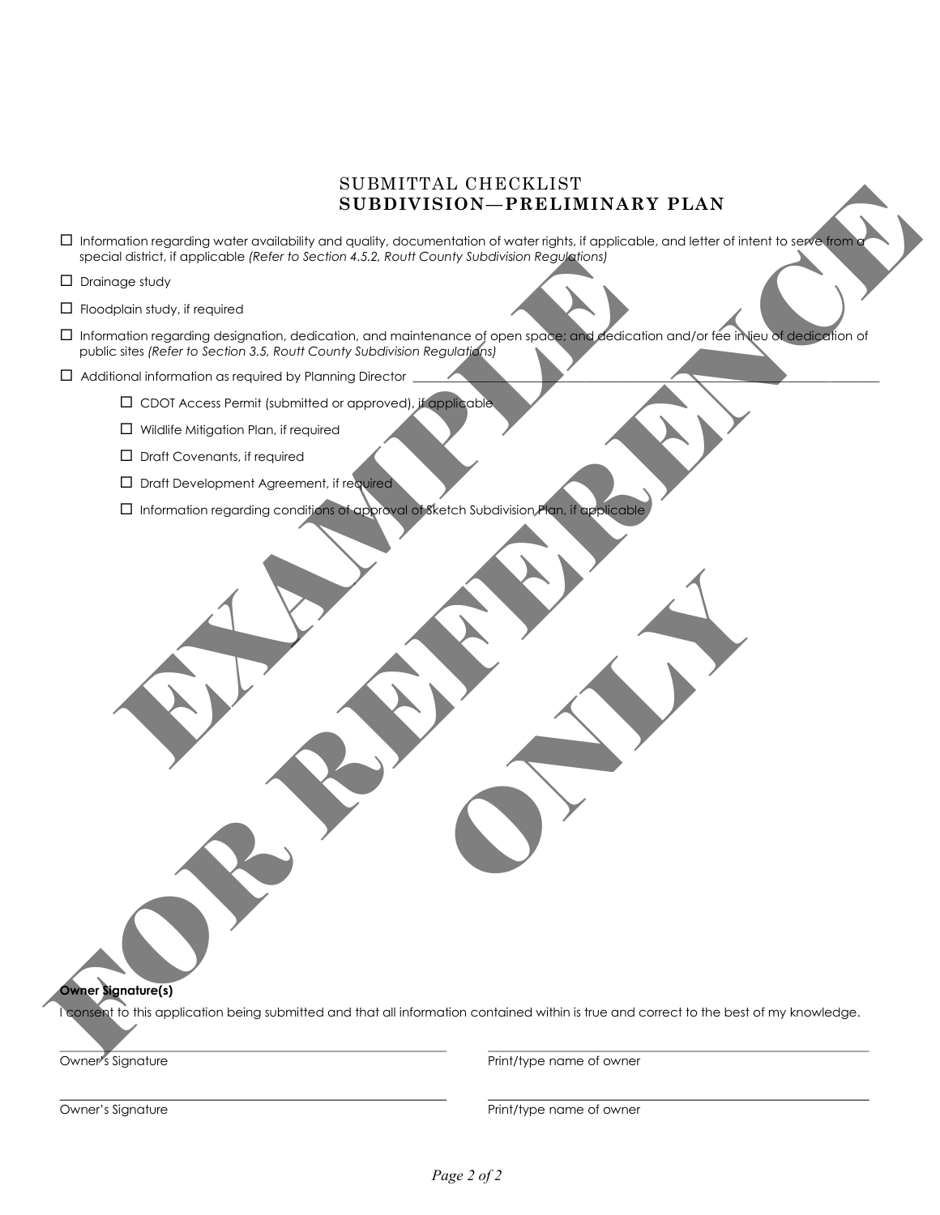## SUBMITTAL CHECKLIST
## SUBDIVISION—PRELIMINARY PLAN

- ☐ Information regarding water availability and quality, documentation of water rights, if applicable, and letter of intent to serve from a special district, if applicable *(Refer to Section 4.5.2, Routt County Subdivision Regulations)*
- ☐ Drainage study
- ☐ Floodplain study, if required
- ☐ Information regarding designation, dedication, and maintenance of open space; and dedication and/or fee in lieu of dedication of public sites *(Refer to Section 3.5, Routt County Subdivision Regulations)*
- ☐ Additional information as required by Planning Director ______________________________
    - ☐ CDOT Access Permit (submitted or approved), if applicable
    - ☐ Wildlife Mitigation Plan, if required
    - ☐ Draft Covenants, if required
    - ☐ Draft Development Agreement, if required
    - ☐ Information regarding conditions of approval of Sketch Subdivision Plan, if applicable

EXAMPLE FOR REFERENCE ONLY

**Owner Signature(s)**

I consent to this application being submitted and that all information contained within is true and correct to the best of my knowledge.

______________________________ ______________________________
Owner's Signature Print/type name of owner

______________________________ ______________________________
Owner's Signature Print/type name of owner